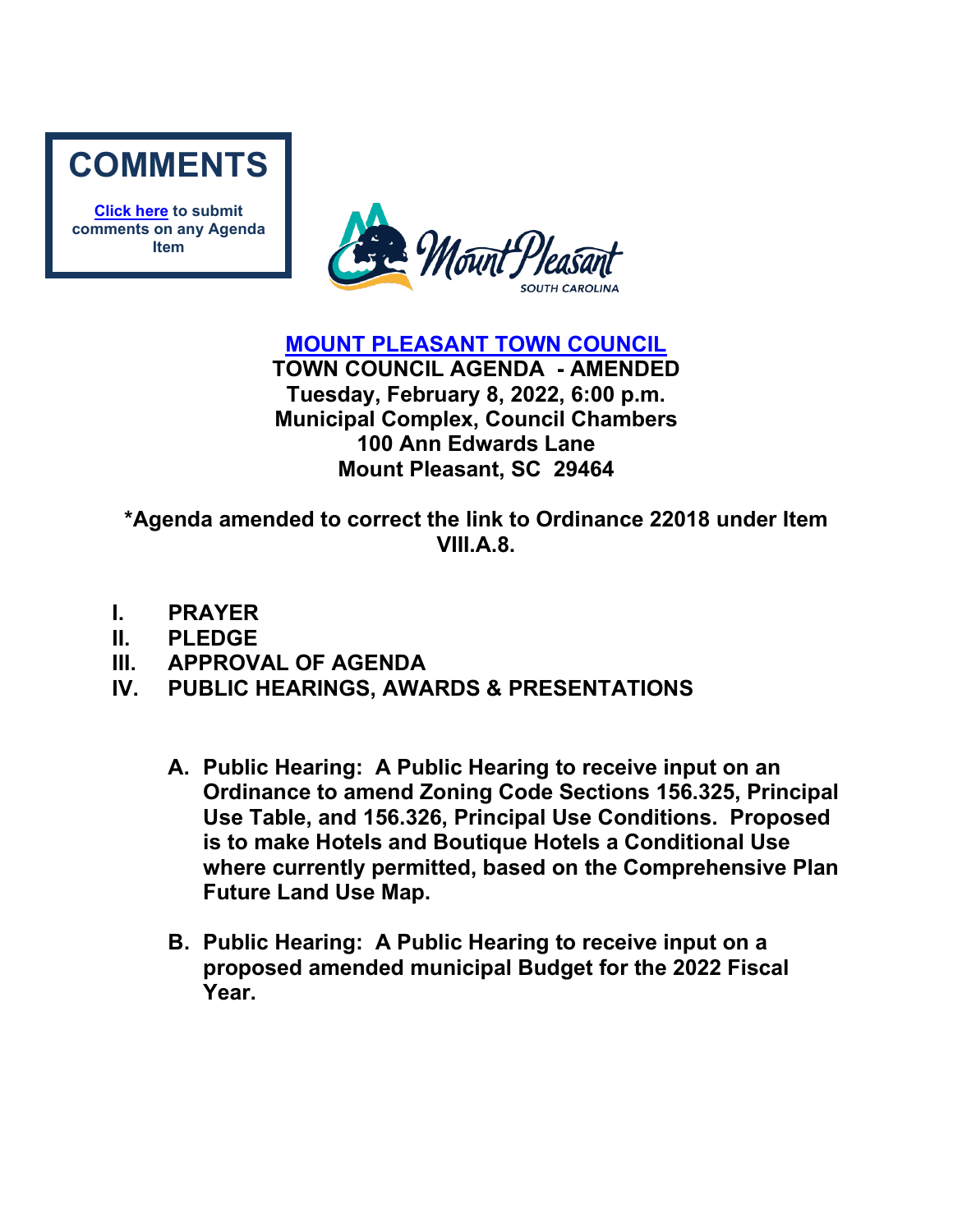**COMMENTS**

[Click here](#) to submit comments on any Agenda Item

Mount Pleasant SOUTH CAROLINA

# MOUNT PLEASANT TOWN COUNCIL

**TOWN COUNCIL AGENDA - AMENDED**
**Tuesday, February 8, 2022, 6:00 p.m.**
**Municipal Complex, Council Chambers**
**100 Ann Edwards Lane**
**Mount Pleasant, SC 29464**

**\*Agenda amended to correct the link to Ordinance 22018 under Item VIII.A.8.**

## I. PRAYER

## II. PLEDGE

## III. APPROVAL OF AGENDA

## IV. PUBLIC HEARINGS, AWARDS & PRESENTATIONS

**A. Public Hearing: A Public Hearing to receive input on an Ordinance to amend Zoning Code Sections 156.325, Principal Use Table, and 156.326, Principal Use Conditions. Proposed is to make Hotels and Boutique Hotels a Conditional Use where currently permitted, based on the Comprehensive Plan Future Land Use Map.**

**B. Public Hearing: A Public Hearing to receive input on a proposed amended municipal Budget for the 2022 Fiscal Year.**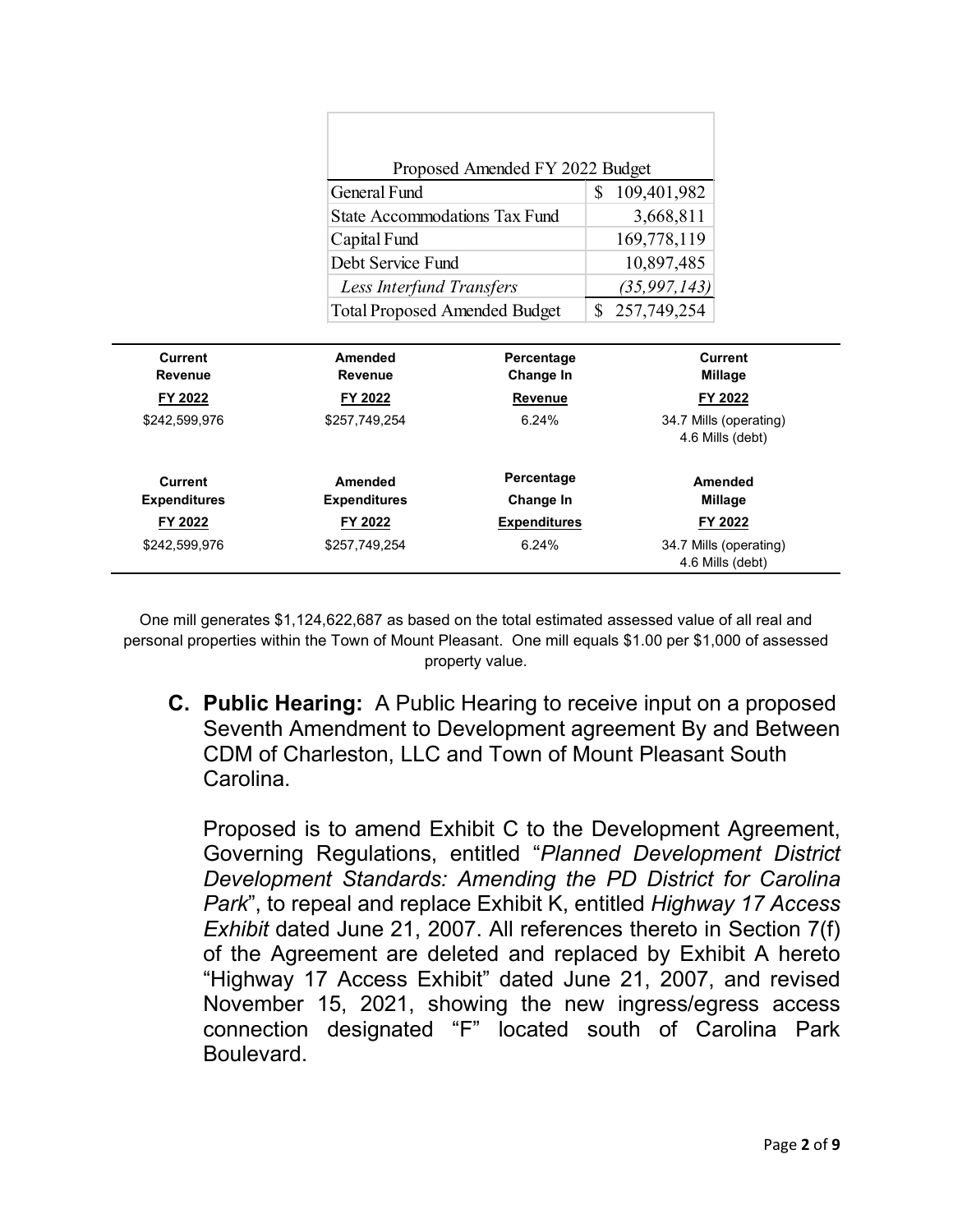| Proposed Amended FY 2022 Budget | |
|---|---|
| General Fund | $ 109,401,982 |
| State Accommodations Tax Fund | 3,668,811 |
| Capital Fund | 169,778,119 |
| Debt Service Fund | 10,897,485 |
| *Less Interfund Transfers* | *(35,997,143)* |
| Total Proposed Amended Budget | $ 257,749,254 |

| Current Revenue FY 2022 | Amended Revenue FY 2022 | Percentage Change In Revenue | Current Millage FY 2022 |
|---|---|---|---|
| $242,599,976 | $257,749,254 | 6.24% | 34.7 Mills (operating) 4.6 Mills (debt) |

| Current Expenditures FY 2022 | Amended Expenditures FY 2022 | Percentage Change In Expenditures | Amended Millage FY 2022 |
|---|---|---|---|
| $242,599,976 | $257,749,254 | 6.24% | 34.7 Mills (operating) 4.6 Mills (debt) |

One mill generates $1,124,622,687 as based on the total estimated assessed value of all real and personal properties within the Town of Mount Pleasant. One mill equals $1.00 per $1,000 of assessed property value.

**C. Public Hearing:** A Public Hearing to receive input on a proposed Seventh Amendment to Development agreement By and Between CDM of Charleston, LLC and Town of Mount Pleasant South Carolina.

Proposed is to amend Exhibit C to the Development Agreement, Governing Regulations, entitled "*Planned Development District Development Standards: Amending the PD District for Carolina Park*", to repeal and replace Exhibit K, entitled *Highway 17 Access Exhibit* dated June 21, 2007. All references thereto in Section 7(f) of the Agreement are deleted and replaced by Exhibit A hereto "Highway 17 Access Exhibit" dated June 21, 2007, and revised November 15, 2021, showing the new ingress/egress access connection designated "F" located south of Carolina Park Boulevard.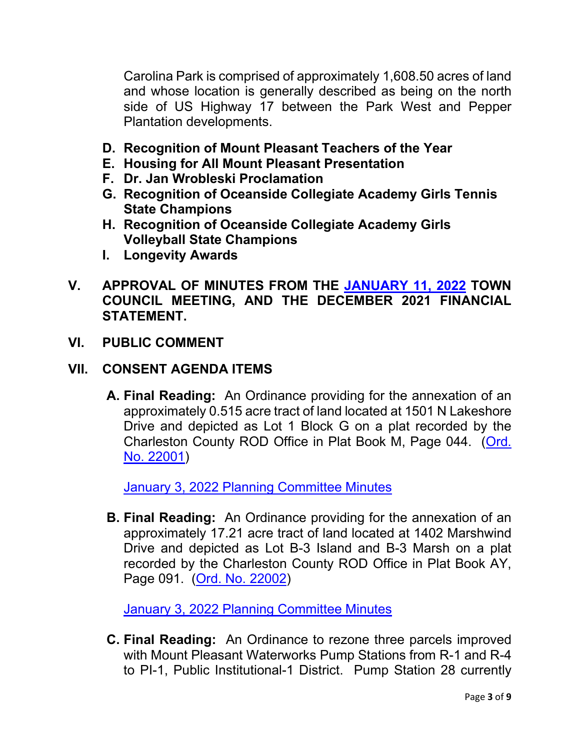Carolina Park is comprised of approximately 1,608.50 acres of land and whose location is generally described as being on the north side of US Highway 17 between the Park West and Pepper Plantation developments.

- **D. Recognition of Mount Pleasant Teachers of the Year**
- **E. Housing for All Mount Pleasant Presentation**
- **F. Dr. Jan Wrobleski Proclamation**
- **G. Recognition of Oceanside Collegiate Academy Girls Tennis State Champions**
- **H. Recognition of Oceanside Collegiate Academy Girls Volleyball State Champions**
- **I. Longevity Awards**

## V. APPROVAL OF MINUTES FROM THE JANUARY 11, 2022 TOWN COUNCIL MEETING, AND THE DECEMBER 2021 FINANCIAL STATEMENT.

## VI. PUBLIC COMMENT

## VII. CONSENT AGENDA ITEMS

**A. Final Reading:** An Ordinance providing for the annexation of an approximately 0.515 acre tract of land located at 1501 N Lakeshore Drive and depicted as Lot 1 Block G on a plat recorded by the Charleston County ROD Office in Plat Book M, Page 044. (Ord. No. 22001)

January 3, 2022 Planning Committee Minutes

**B. Final Reading:** An Ordinance providing for the annexation of an approximately 17.21 acre tract of land located at 1402 Marshwind Drive and depicted as Lot B-3 Island and B-3 Marsh on a plat recorded by the Charleston County ROD Office in Plat Book AY, Page 091. (Ord. No. 22002)

January 3, 2022 Planning Committee Minutes

**C. Final Reading:** An Ordinance to rezone three parcels improved with Mount Pleasant Waterworks Pump Stations from R-1 and R-4 to PI-1, Public Institutional-1 District. Pump Station 28 currently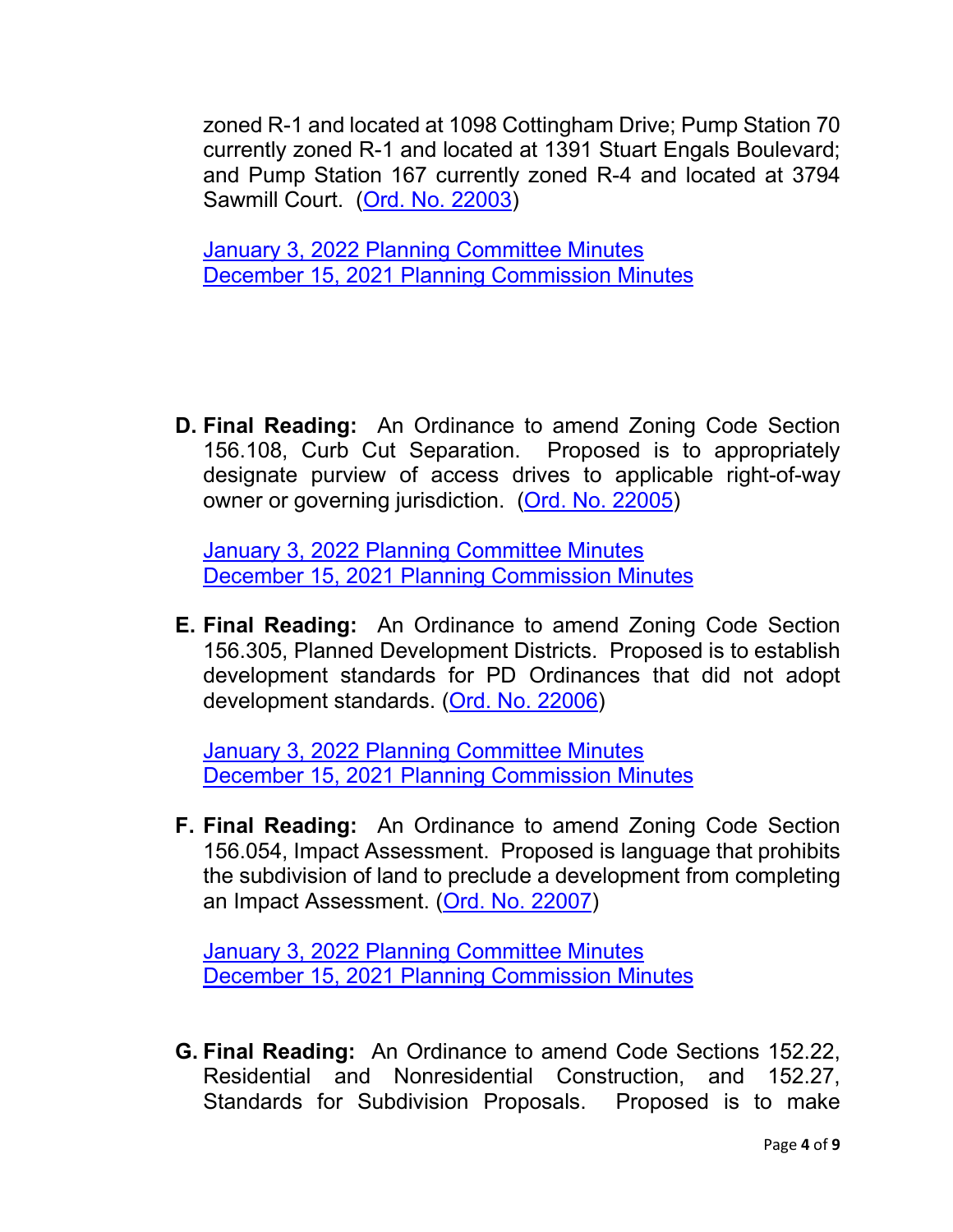zoned R-1 and located at 1098 Cottingham Drive; Pump Station 70 currently zoned R-1 and located at 1391 Stuart Engals Boulevard; and Pump Station 167 currently zoned R-4 and located at 3794 Sawmill Court. (Ord. No. 22003)

January 3, 2022 Planning Committee Minutes
December 15, 2021 Planning Commission Minutes

**D. Final Reading:** An Ordinance to amend Zoning Code Section 156.108, Curb Cut Separation. Proposed is to appropriately designate purview of access drives to applicable right-of-way owner or governing jurisdiction. (Ord. No. 22005)

January 3, 2022 Planning Committee Minutes
December 15, 2021 Planning Commission Minutes

**E. Final Reading:** An Ordinance to amend Zoning Code Section 156.305, Planned Development Districts. Proposed is to establish development standards for PD Ordinances that did not adopt development standards. (Ord. No. 22006)

January 3, 2022 Planning Committee Minutes
December 15, 2021 Planning Commission Minutes

**F. Final Reading:** An Ordinance to amend Zoning Code Section 156.054, Impact Assessment. Proposed is language that prohibits the subdivision of land to preclude a development from completing an Impact Assessment. (Ord. No. 22007)

January 3, 2022 Planning Committee Minutes
December 15, 2021 Planning Commission Minutes

**G. Final Reading:** An Ordinance to amend Code Sections 152.22, Residential and Nonresidential Construction, and 152.27, Standards for Subdivision Proposals. Proposed is to make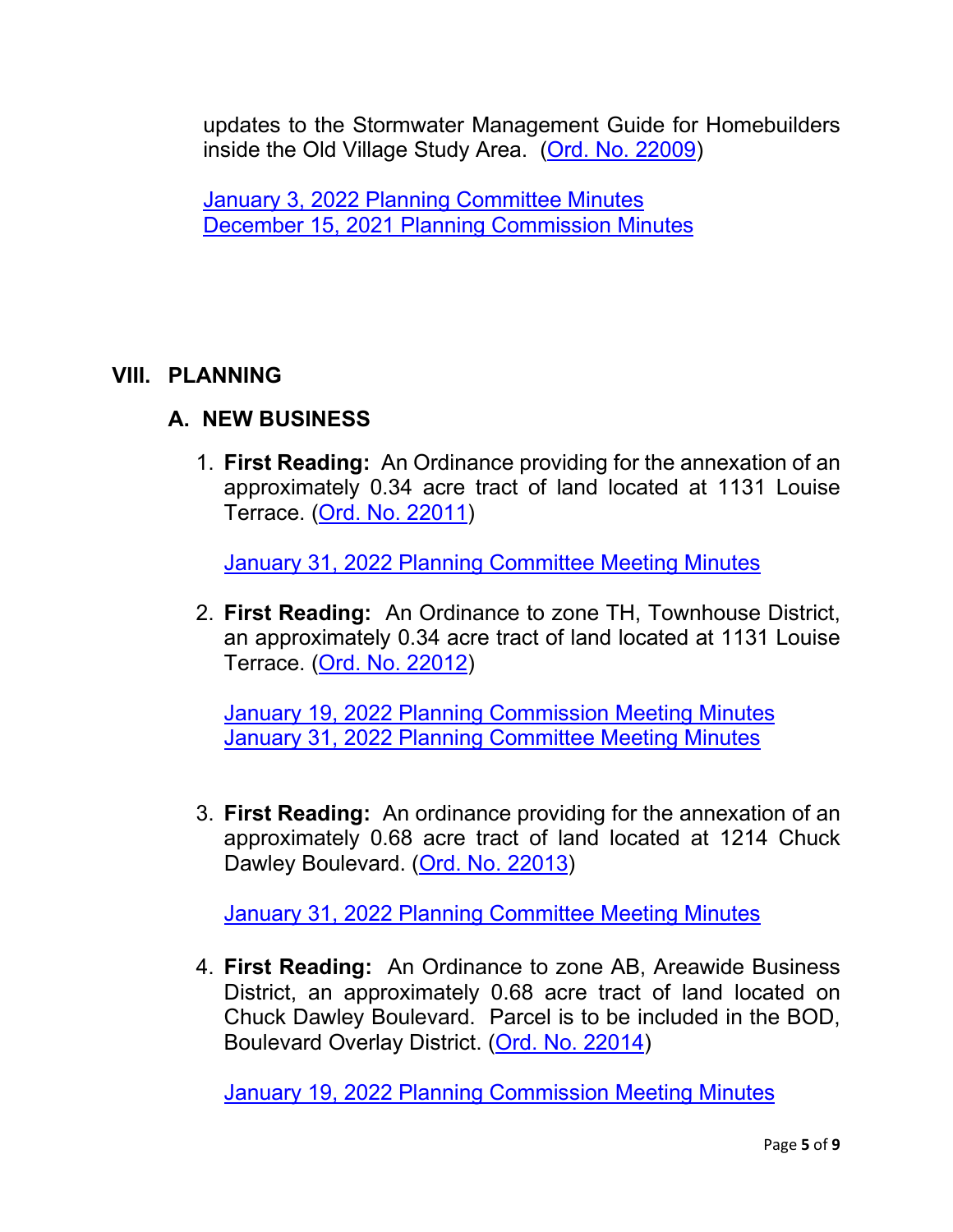updates to the Stormwater Management Guide for Homebuilders inside the Old Village Study Area. (Ord. No. 22009)

January 3, 2022 Planning Committee Minutes
December 15, 2021 Planning Commission Minutes

## VIII. PLANNING

### A. NEW BUSINESS

1. **First Reading:** An Ordinance providing for the annexation of an approximately 0.34 acre tract of land located at 1131 Louise Terrace. (Ord. No. 22011)

   January 31, 2022 Planning Committee Meeting Minutes

2. **First Reading:** An Ordinance to zone TH, Townhouse District, an approximately 0.34 acre tract of land located at 1131 Louise Terrace. (Ord. No. 22012)

   January 19, 2022 Planning Commission Meeting Minutes
   January 31, 2022 Planning Committee Meeting Minutes

3. **First Reading:** An ordinance providing for the annexation of an approximately 0.68 acre tract of land located at 1214 Chuck Dawley Boulevard. (Ord. No. 22013)

   January 31, 2022 Planning Committee Meeting Minutes

4. **First Reading:** An Ordinance to zone AB, Areawide Business District, an approximately 0.68 acre tract of land located on Chuck Dawley Boulevard. Parcel is to be included in the BOD, Boulevard Overlay District. (Ord. No. 22014)

   January 19, 2022 Planning Commission Meeting Minutes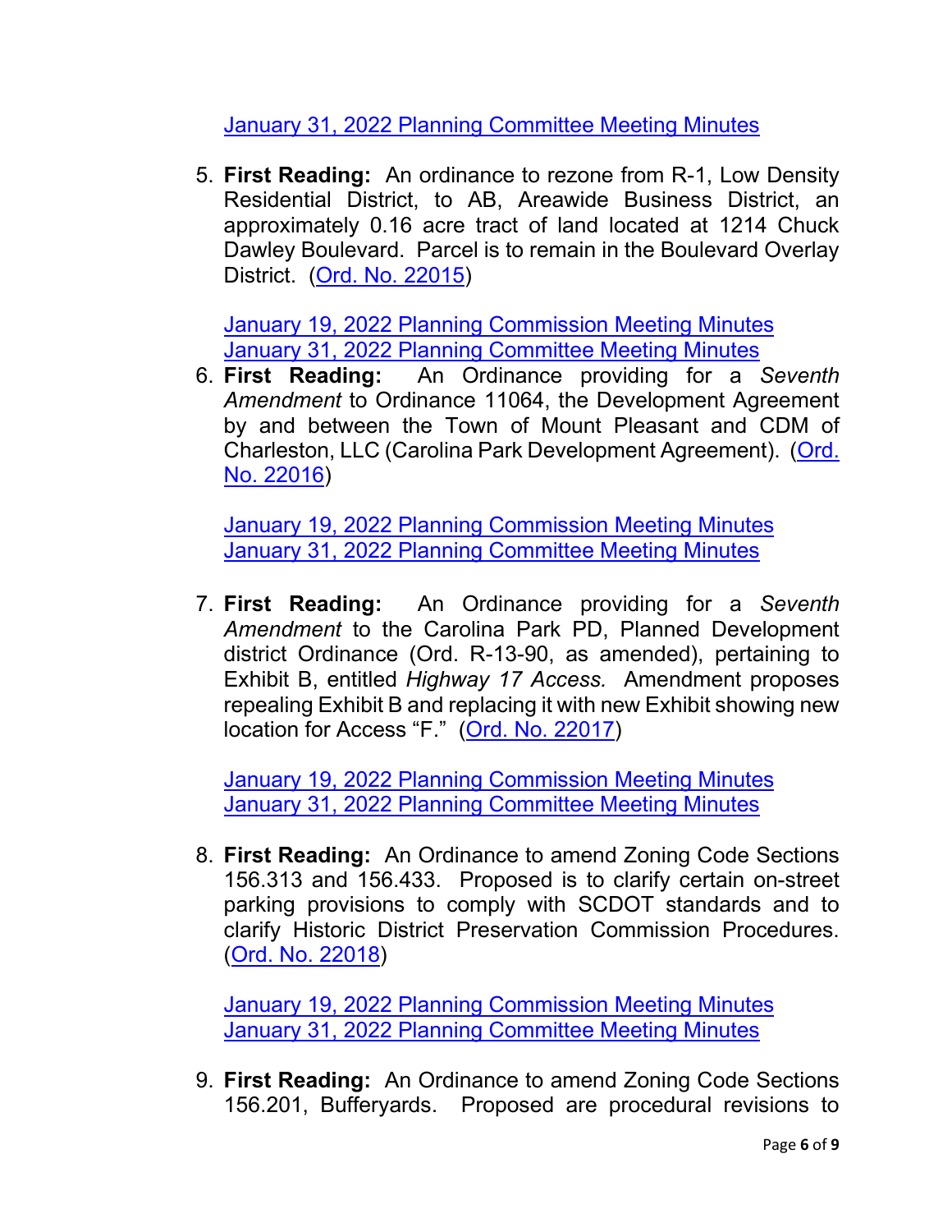January 31, 2022 Planning Committee Meeting Minutes

5. **First Reading:** An ordinance to rezone from R-1, Low Density Residential District, to AB, Areawide Business District, an approximately 0.16 acre tract of land located at 1214 Chuck Dawley Boulevard. Parcel is to remain in the Boulevard Overlay District. (Ord. No. 22015)

   January 19, 2022 Planning Commission Meeting Minutes
   January 31, 2022 Planning Committee Meeting Minutes

6. **First Reading:** An Ordinance providing for a *Seventh Amendment* to Ordinance 11064, the Development Agreement by and between the Town of Mount Pleasant and CDM of Charleston, LLC (Carolina Park Development Agreement). (Ord. No. 22016)

   January 19, 2022 Planning Commission Meeting Minutes
   January 31, 2022 Planning Committee Meeting Minutes

7. **First Reading:** An Ordinance providing for a *Seventh Amendment* to the Carolina Park PD, Planned Development district Ordinance (Ord. R-13-90, as amended), pertaining to Exhibit B, entitled *Highway 17 Access.* Amendment proposes repealing Exhibit B and replacing it with new Exhibit showing new location for Access "F." (Ord. No. 22017)

   January 19, 2022 Planning Commission Meeting Minutes
   January 31, 2022 Planning Committee Meeting Minutes

8. **First Reading:** An Ordinance to amend Zoning Code Sections 156.313 and 156.433. Proposed is to clarify certain on-street parking provisions to comply with SCDOT standards and to clarify Historic District Preservation Commission Procedures. (Ord. No. 22018)

   January 19, 2022 Planning Commission Meeting Minutes
   January 31, 2022 Planning Committee Meeting Minutes

9. **First Reading:** An Ordinance to amend Zoning Code Sections 156.201, Bufferyards. Proposed are procedural revisions to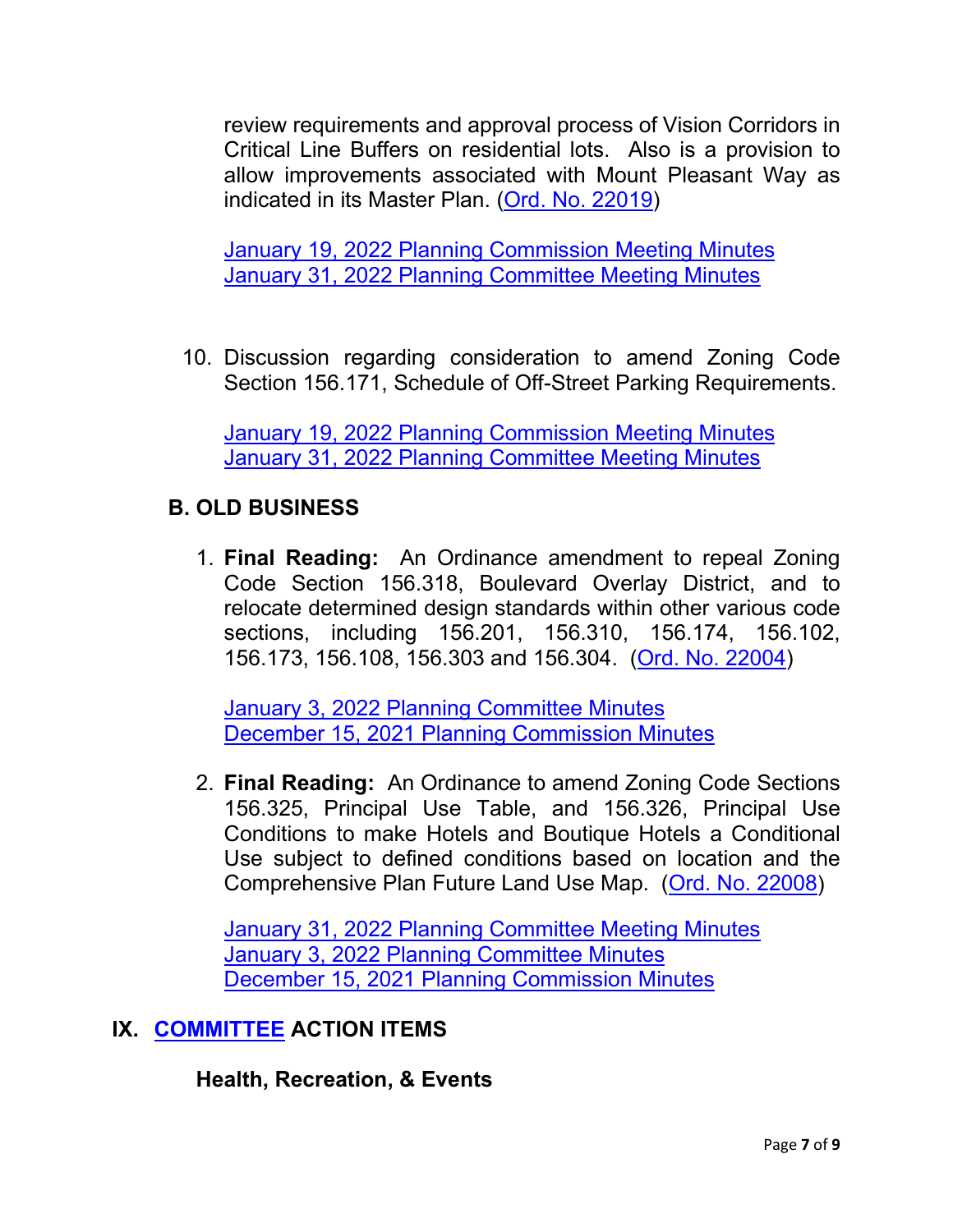review requirements and approval process of Vision Corridors in Critical Line Buffers on residential lots. Also is a provision to allow improvements associated with Mount Pleasant Way as indicated in its Master Plan. (Ord. No. 22019)

January 19, 2022 Planning Commission Meeting Minutes
January 31, 2022 Planning Committee Meeting Minutes

10. Discussion regarding consideration to amend Zoning Code Section 156.171, Schedule of Off-Street Parking Requirements.

    January 19, 2022 Planning Commission Meeting Minutes
    January 31, 2022 Planning Committee Meeting Minutes

## B. OLD BUSINESS

1. **Final Reading:** An Ordinance amendment to repeal Zoning Code Section 156.318, Boulevard Overlay District, and to relocate determined design standards within other various code sections, including 156.201, 156.310, 156.174, 156.102, 156.173, 156.108, 156.303 and 156.304. (Ord. No. 22004)

   January 3, 2022 Planning Committee Minutes
   December 15, 2021 Planning Commission Minutes

2. **Final Reading:** An Ordinance to amend Zoning Code Sections 156.325, Principal Use Table, and 156.326, Principal Use Conditions to make Hotels and Boutique Hotels a Conditional Use subject to defined conditions based on location and the Comprehensive Plan Future Land Use Map. (Ord. No. 22008)

   January 31, 2022 Planning Committee Meeting Minutes
   January 3, 2022 Planning Committee Minutes
   December 15, 2021 Planning Commission Minutes

# IX. COMMITTEE ACTION ITEMS

### Health, Recreation, & Events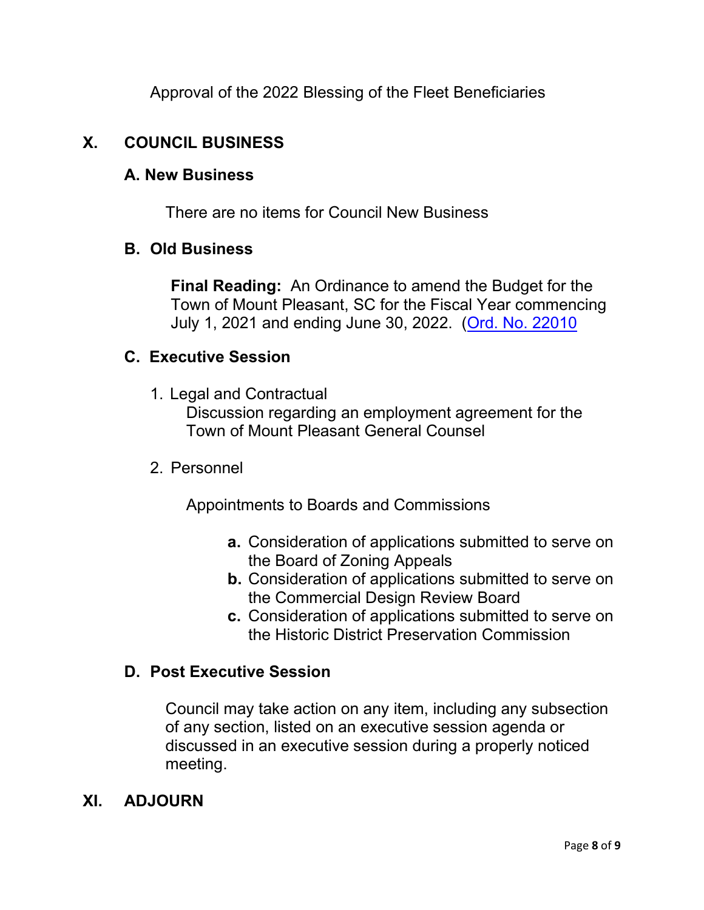Approval of the 2022 Blessing of the Fleet Beneficiaries

## X. COUNCIL BUSINESS

### A. New Business

There are no items for Council New Business

### B. Old Business

**Final Reading:** An Ordinance to amend the Budget for the Town of Mount Pleasant, SC for the Fiscal Year commencing July 1, 2021 and ending June 30, 2022. (Ord. No. 22010

### C. Executive Session

1. Legal and Contractual
   Discussion regarding an employment agreement for the Town of Mount Pleasant General Counsel

2. Personnel

   Appointments to Boards and Commissions

   **a.** Consideration of applications submitted to serve on the Board of Zoning Appeals
   **b.** Consideration of applications submitted to serve on the Commercial Design Review Board
   **c.** Consideration of applications submitted to serve on the Historic District Preservation Commission

### D. Post Executive Session

Council may take action on any item, including any subsection of any section, listed on an executive session agenda or discussed in an executive session during a properly noticed meeting.

## XI. ADJOURN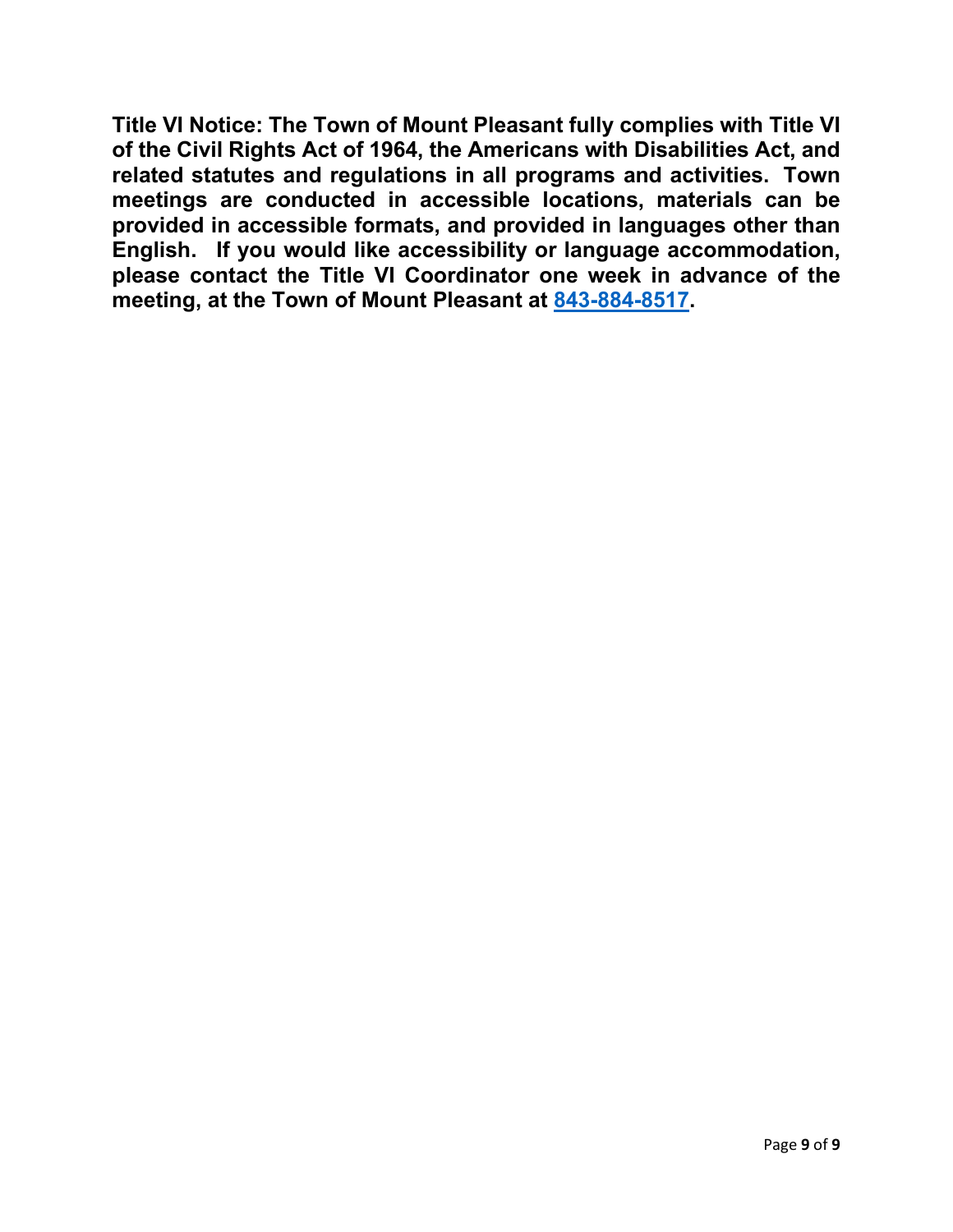**Title VI Notice: The Town of Mount Pleasant fully complies with Title VI of the Civil Rights Act of 1964, the Americans with Disabilities Act, and related statutes and regulations in all programs and activities. Town meetings are conducted in accessible locations, materials can be provided in accessible formats, and provided in languages other than English. If you would like accessibility or language accommodation, please contact the Title VI Coordinator one week in advance of the meeting, at the Town of Mount Pleasant at 843-884-8517.**